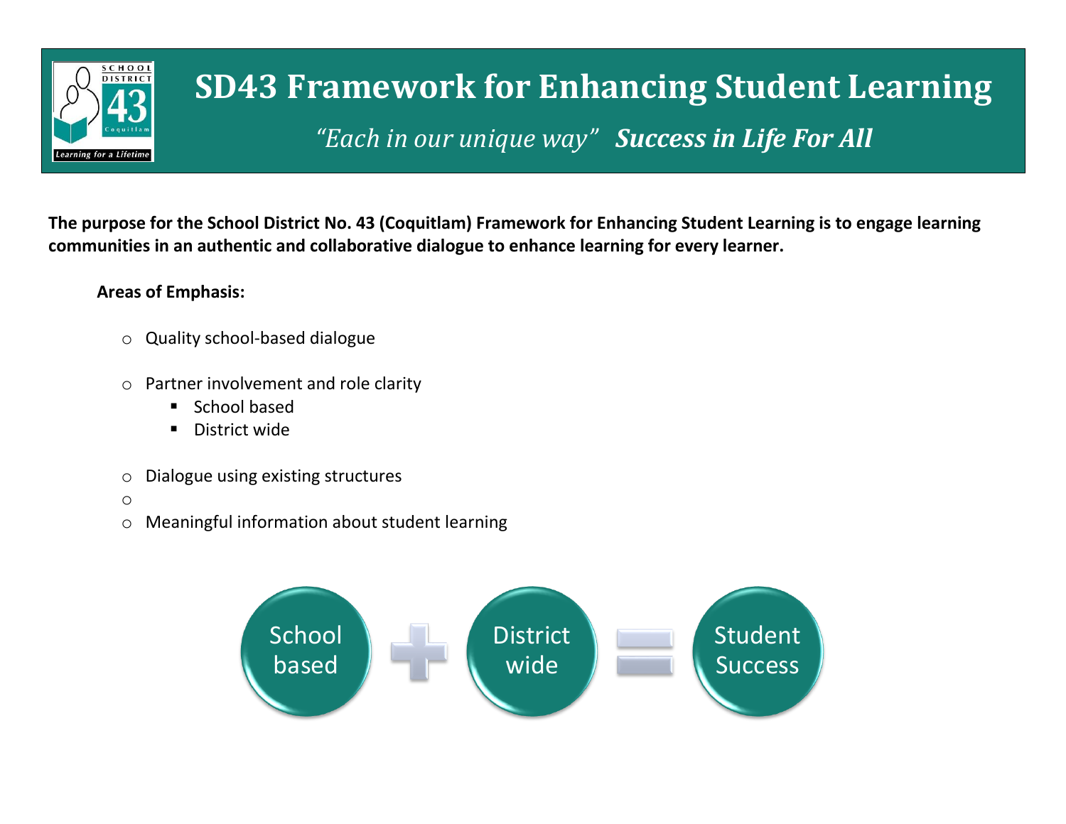# SD43 Framework for Enhancing Student Learning

*"Each in our unique way"* ***Success in Life For All***

**The purpose for the School District No. 43 (Coquitlam) Framework for Enhancing Student Learning is to engage learning communities in an authentic and collaborative dialogue to enhance learning for every learner.**

**Areas of Emphasis:**

- Quality school-based dialogue
- Partner involvement and role clarity
  - School based
  - District wide
- Dialogue using existing structures
- 
- Meaningful information about student learning

School based + District wide = Student Success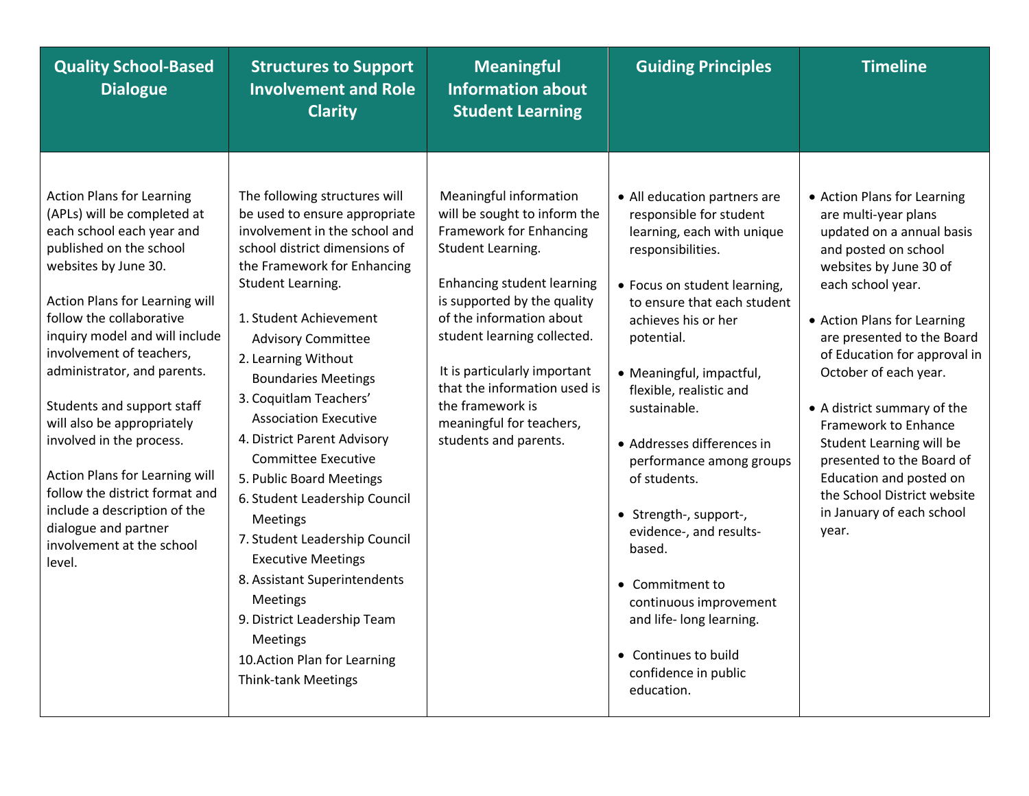| Quality School-Based Dialogue | Structures to Support Involvement and Role Clarity | Meaningful Information about Student Learning | Guiding Principles | Timeline |
|---|---|---|---|---|
| Action Plans for Learning (APLs) will be completed at each school each year and published on the school websites by June 30.<br><br>Action Plans for Learning will follow the collaborative inquiry model and will include involvement of teachers, administrator, and parents.<br><br>Students and support staff will also be appropriately involved in the process.<br><br>Action Plans for Learning will follow the district format and include a description of the dialogue and partner involvement at the school level. | The following structures will be used to ensure appropriate involvement in the school and school district dimensions of the Framework for Enhancing Student Learning.<br><br>1. Student Achievement Advisory Committee<br>2. Learning Without Boundaries Meetings<br>3. Coquitlam Teachers' Association Executive<br>4. District Parent Advisory Committee Executive<br>5. Public Board Meetings<br>6. Student Leadership Council Meetings<br>7. Student Leadership Council Executive Meetings<br>8. Assistant Superintendents Meetings<br>9. District Leadership Team Meetings<br>10.Action Plan for Learning Think-tank Meetings | Meaningful information will be sought to inform the Framework for Enhancing Student Learning.<br><br>Enhancing student learning is supported by the quality of the information about student learning collected.<br><br>It is particularly important that the information used is the framework is meaningful for teachers, students and parents. | • All education partners are responsible for student learning, each with unique responsibilities.<br><br>• Focus on student learning, to ensure that each student achieves his or her potential.<br><br>• Meaningful, impactful, flexible, realistic and sustainable.<br><br>• Addresses differences in performance among groups of students.<br><br>• Strength-, support-, evidence-, and results-based.<br><br>• Commitment to continuous improvement and life- long learning.<br><br>• Continues to build confidence in public education. | • Action Plans for Learning are multi-year plans updated on a annual basis and posted on school websites by June 30 of each school year.<br><br>• Action Plans for Learning are presented to the Board of Education for approval in October of each year.<br><br>• A district summary of the Framework to Enhance Student Learning will be presented to the Board of Education and posted on the School District website in January of each school year. |